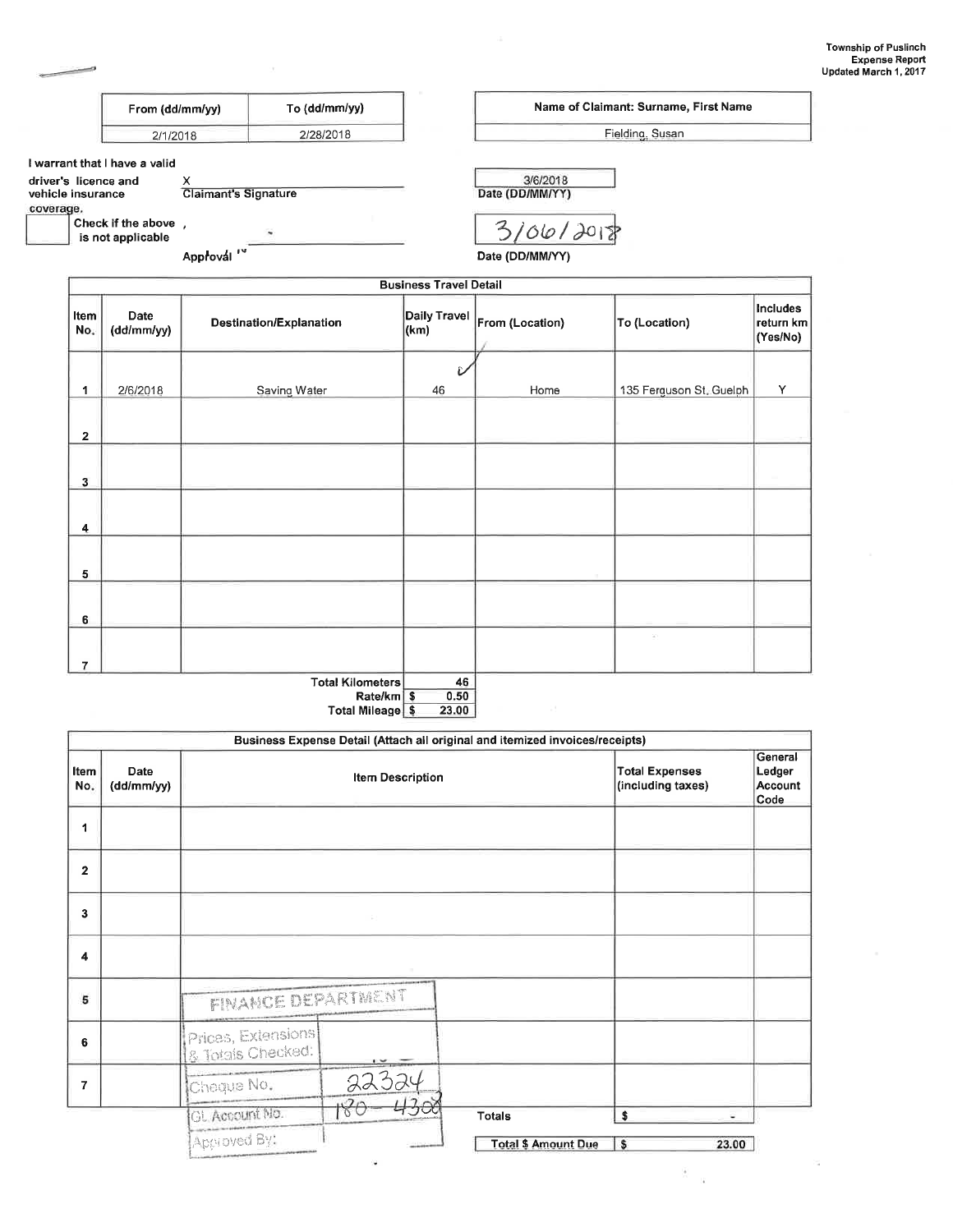Township of Puslinch
Expense Report
Updated March 1, 2017

| From (dd/mm/yy) | To (dd/mm/yy) |
|---|---|
| 2/1/2018 | 2/28/2018 |

| Name of Claimant: Surname, First Name |
|---|
| Fielding, Susan |

I warrant that I have a valid driver's licence and vehicle insurance coverage.

X
Claimant's Signature

3/6/2018
Date (DD/MM/YY)

Check if the above is not applicable

Approval

3/06/2018
Date (DD/MM/YY)

**Business Travel Detail**

| Item No. | Date (dd/mm/yy) | Destination/Explanation | Daily Travel (km) | From (Location) | To (Location) | Includes return km (Yes/No) |
|---|---|---|---|---|---|---|
| 1 | 2/6/2018 | Saving Water | 46 | Home | 135 Ferguson St, Guelph | Y |
| 2 | | | | | | |
| 3 | | | | | | |
| 4 | | | | | | |
| 5 | | | | | | |
| 6 | | | | | | |
| 7 | | | | | | |

| | |
|---|---|
| Total Kilometers | 46 |
| Rate/km | $ 0.50 |
| Total Mileage | $ 23.00 |

**Business Expense Detail (Attach all original and itemized invoices/receipts)**

| Item No. | Date (dd/mm/yy) | Item Description | Total Expenses (including taxes) | General Ledger Account Code |
|---|---|---|---|---|
| 1 | | | | |
| 2 | | | | |
| 3 | | | | |
| 4 | | | | |
| 5 | | | | |
| 6 | | | | |
| 7 | | | | |
| | | Totals | $ - | |
| | | Total $ Amount Due | $ 23.00 | |

FINANCE DEPARTMENT

| | |
|---|---|
| Prices, Extensions & Totals Checked: | |
| Cheque No. | 22324 |
| GL Account No. | 180-4308 |
| Approved By: | |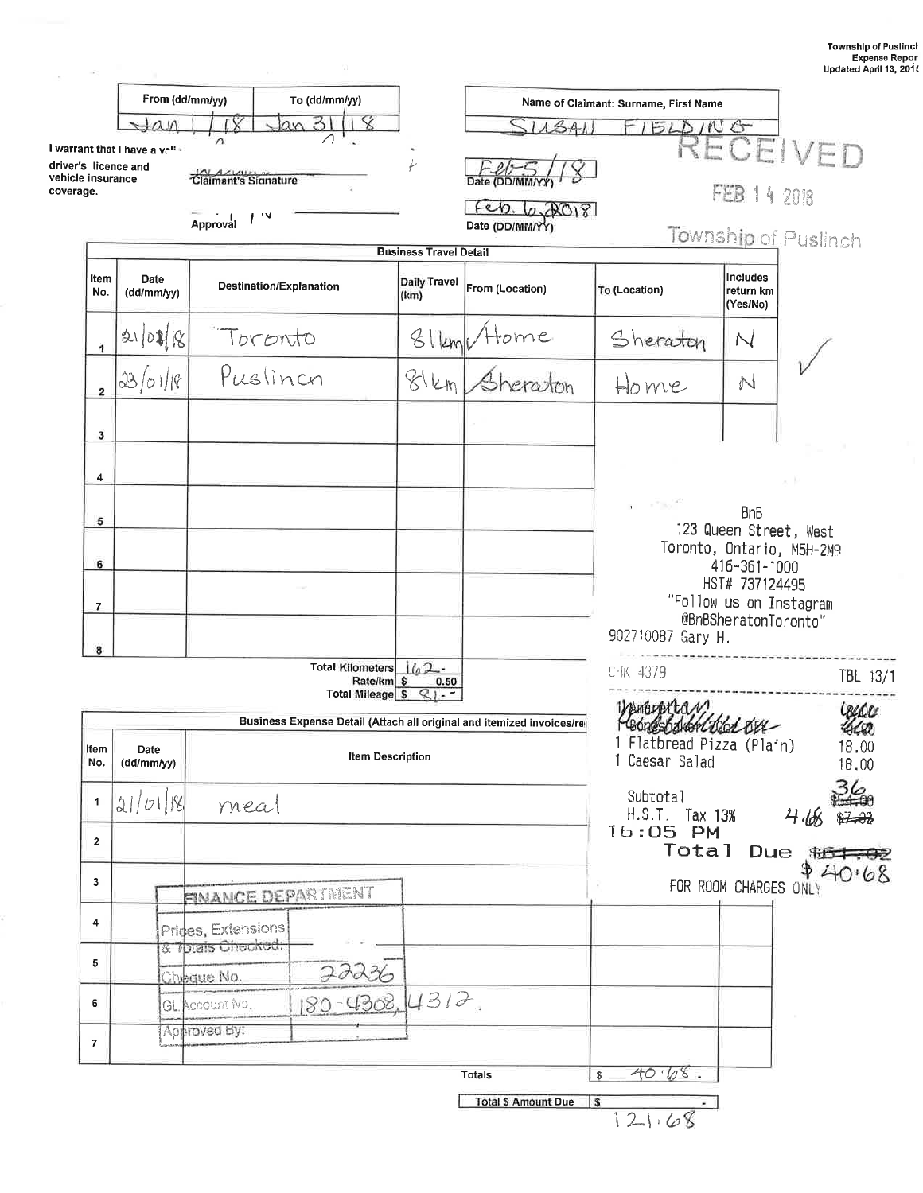Township of Puslinch
Expense Report
Updated April 13, 2015

| From (dd/mm/yy) | To (dd/mm/yy) |
|---|---|
| Jan 1/18 | Jan 31/18 |

Name of Claimant: Surname, First Name: SUSAN FIELDING

I warrant that I have a valid driver's licence and vehicle insurance coverage.

Claimant's Signature ______ Date (DD/MM/YY): Feb 5/18

Approval ______ Date (DD/MM/YY): Feb. 6, 2018

RECEIVED
FEB 14 2018
Township of Puslinch

**Business Travel Detail**

| Item No. | Date (dd/mm/yy) | Destination/Explanation | Daily Travel (km) | From (Location) | To (Location) | Includes return km (Yes/No) |
|---|---|---|---|---|---|---|
| 1 | 21/01/18 | Toronto | 81km | Home | Sheraton | N |
| 2 | 23/01/18 | Puslinch | 81km | Sheraton | Home | N |
| 3 | | | | | | |
| 4 | | | | | | |
| 5 | | | | | | |
| 6 | | | | | | |
| 7 | | | | | | |
| 8 | | | | | | |

Total Kilometers: 162
Rate/km: $ 0.50
Total Mileage: $ 81.-

**Business Expense Detail (Attach all original and itemized invoices/receipts)**

| Item No. | Date (dd/mm/yy) | Item Description | | |
|---|---|---|---|---|
| 1 | 21/01/18 | meal | | |
| 2 | | | | |
| 3 | | | | |
| 4 | | | | |
| 5 | | | | |
| 6 | | | | |
| 7 | | | | |

Totals: $ 40.68
Total $ Amount Due: $ 121.68

FINANCE DEPARTMENT
Prices, Extensions & Totals Checked:
Cheque No. 22236
GL Account No. 180-4308, 4312
Approved By:

BnB
123 Queen Street, West
Toronto, Ontario, M5H-2M9
416-361-1000
HST# 737124495
"Follow us on Instagram
@BnBSheratonToronto"
902710087 Gary H.

CHK 4379 TBL 13/1

~~1 Margarita~~ ~~18.00~~
~~1 Bones~~ ~~18.00~~
1 Flatbread Pizza (Plain) 18.00
1 Caesar Salad 18.00

Subtotal ~~$54.00~~ 36
H.S.T. Tax 13% ~~$7.02~~ 4.68
16:05 PM
Total Due ~~$61.02~~ $40.68
FOR ROOM CHARGES ONLY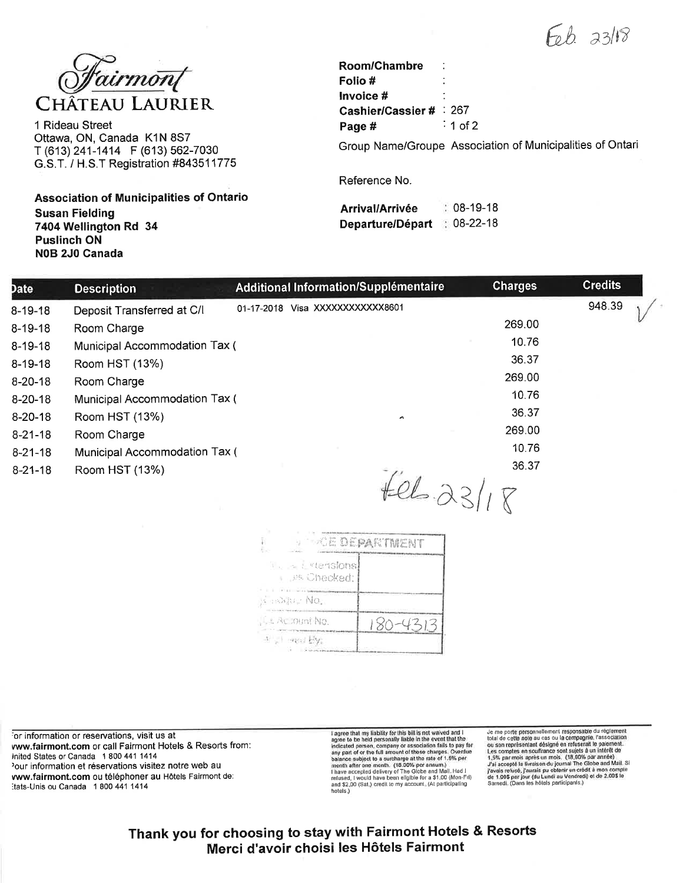Feb. 23/18

# Fairmont
## CHÂTEAU LAURIER

1 Rideau Street
Ottawa, ON, Canada K1N 8S7
T (613) 241-1414 F (613) 562-7030
G.S.T. / H.S.T Registration #843511775

**Association of Municipalities of Ontario**
**Susan Fielding**
**7404 Wellington Rd 34**
**Puslinch ON**
**N0B 2J0 Canada**

**Room/Chambre** :
**Folio #** :
**Invoice #** :
**Cashier/Cassier #** : 267
**Page #** : 1 of 2

Group Name/Groupe Association of Municipalities of Ontari

Reference No.

**Arrival/Arrivée** : 08-19-18
**Departure/Départ** : 08-22-18

| Date | Description | Additional Information/Supplémentaire | Charges | Credits |
|---|---|---|---|---|
| 8-19-18 | Deposit Transferred at C/I | 01-17-2018 Visa XXXXXXXXXXXX8601 | | 948.39 ✓ |
| 8-19-18 | Room Charge | | 269.00 | |
| 8-19-18 | Municipal Accommodation Tax ( | | 10.76 | |
| 8-19-18 | Room HST (13%) | | 36.37 | |
| 8-20-18 | Room Charge | | 269.00 | |
| 8-20-18 | Municipal Accommodation Tax ( | | 10.76 | |
| 8-20-18 | Room HST (13%) | | 36.37 | |
| 8-21-18 | Room Charge | | 269.00 | |
| 8-21-18 | Municipal Accommodation Tax ( | | 10.76 | |
| 8-21-18 | Room HST (13%) | | 36.37 | |

Feb. 23/18

| FINANCE DEPARTMENT | |
|---|---|
| Prices, Extensions, Totals Checked: | |
| Cheque No. | |
| G/L Account No. | 180-4313 |
| Approved By: | |

For information or reservations, visit us at www.fairmont.com or call Fairmont Hotels & Resorts from: United States or Canada 1 800 441 1414
Pour information et réservations visitez notre web au www.fairmont.com ou téléphoner au Hôtels Fairmont de: États-Unis ou Canada 1 800 441 1414

I agree that my liability for this bill is not waived and I agree to be held personally liable in the event that the indicated person, company or association fails to pay for any part of or the full amount of these charges. Overdue balance subject to a surcharge at the rate of 1.5% per month after one month. (18.00% per annum.) I have accepted delivery of The Globe and Mail. Had I refused, I would have been eligible for a $1.00 (Mon-Fri) and $2.00 (Sat.) credit to my account. (At participating hotels.)

Je me porte personnellement responsable du règlement total de cette note au cas ou la compagnie, l'association ou son représentant désigné en refuserait le paiement. Les comptes en souffrance sont sujets à un intérêt de 1,5% par mois après un mois. (18,00% par année) J'ai accepté la livraison du journal The Globe and Mail. Si j'avais refusé, j'aurais pu obtenir un crédit à mon compte de 1.00$ par jour (du Lundi au Vendredi) et de 2.00$ le Samedi. (Dans les hôtels participants.)

**Thank you for choosing to stay with Fairmont Hotels & Resorts**
**Merci d'avoir choisi les Hôtels Fairmont**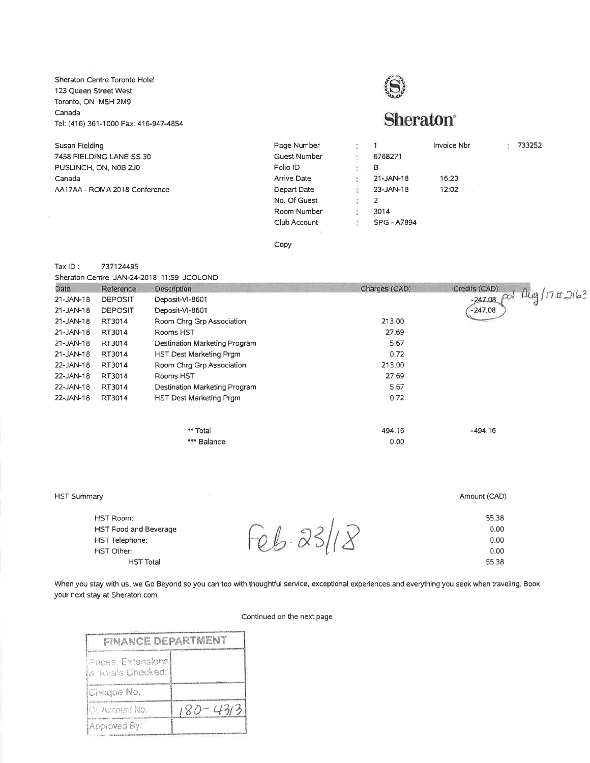Sheraton Centre Toronto Hotel
123 Queen Street West
Toronto, ON M5H 2M9
Canada
Tel: (416) 361-1000 Fax: 416-947-4854

**Sheraton**

Susan Fielding
7458 FIELDING LANE SS 30
PUSLINCH, ON, N0B 2J0
Canada
AA17AA - ROMA 2018 Conference

| | | | |
|---|---|---|---|
| Page Number | : 1 | Invoice Nbr | : 733252 |
| Guest Number | : 6768271 | | |
| Folio ID | : B | | |
| Arrive Date | : 21-JAN-18 | 16:20 | |
| Depart Date | : 23-JAN-18 | 12:02 | |
| No. Of Guest | : 2 | | |
| Room Number | : 3014 | | |
| Club Account | : SPG - A7894 | | |

Copy

Tax ID : 737124495
Sheraton Centre JAN-24-2018 11:59 JCOLOND

| Date | Reference | Description | Charges (CAD) | Credits (CAD) |
|---|---|---|---|---|
| 21-JAN-18 | DEPOSIT | Deposit-VI-8601 | | -247.08 pd Aug/17 #2163 |
| 21-JAN-18 | DEPOSIT | Deposit-VI-8601 | | -247.08 |
| 21-JAN-18 | RT3014 | Room Chrg Grp Association | 213.00 | |
| 21-JAN-18 | RT3014 | Rooms HST | 27.69 | |
| 21-JAN-18 | RT3014 | Destination Marketing Program | 5.67 | |
| 21-JAN-18 | RT3014 | HST Dest Marketing Prgm | 0.72 | |
| 22-JAN-18 | RT3014 | Room Chrg Grp Association | 213.00 | |
| 22-JAN-18 | RT3014 | Rooms HST | 27.69 | |
| 22-JAN-18 | RT3014 | Destination Marketing Program | 5.67 | |
| 22-JAN-18 | RT3014 | HST Dest Marketing Prgm | 0.72 | |
| | | ** Total | 494.16 | -494.16 |
| | | *** Balance | 0.00 | |

| HST Summary | Amount (CAD) |
|---|---|
| HST Room: | 55.38 |
| HST Food and Beverage | 0.00 |
| HST Telephone: | 0.00 |
| HST Other: | 0.00 |
| HST Total | 55.38 |

Feb. 23/18

When you stay with us, we Go Beyond so you can too with thoughtful service, exceptional experiences and everything you seek when traveling. Book your next stay at Sheraton.com

Continued on the next page

| FINANCE DEPARTMENT | |
|---|---|
| Prices, Extensions & Totals Checked: | |
| Cheque No. | |
| GL Account No. | 180-4313 |
| Approved By: | |